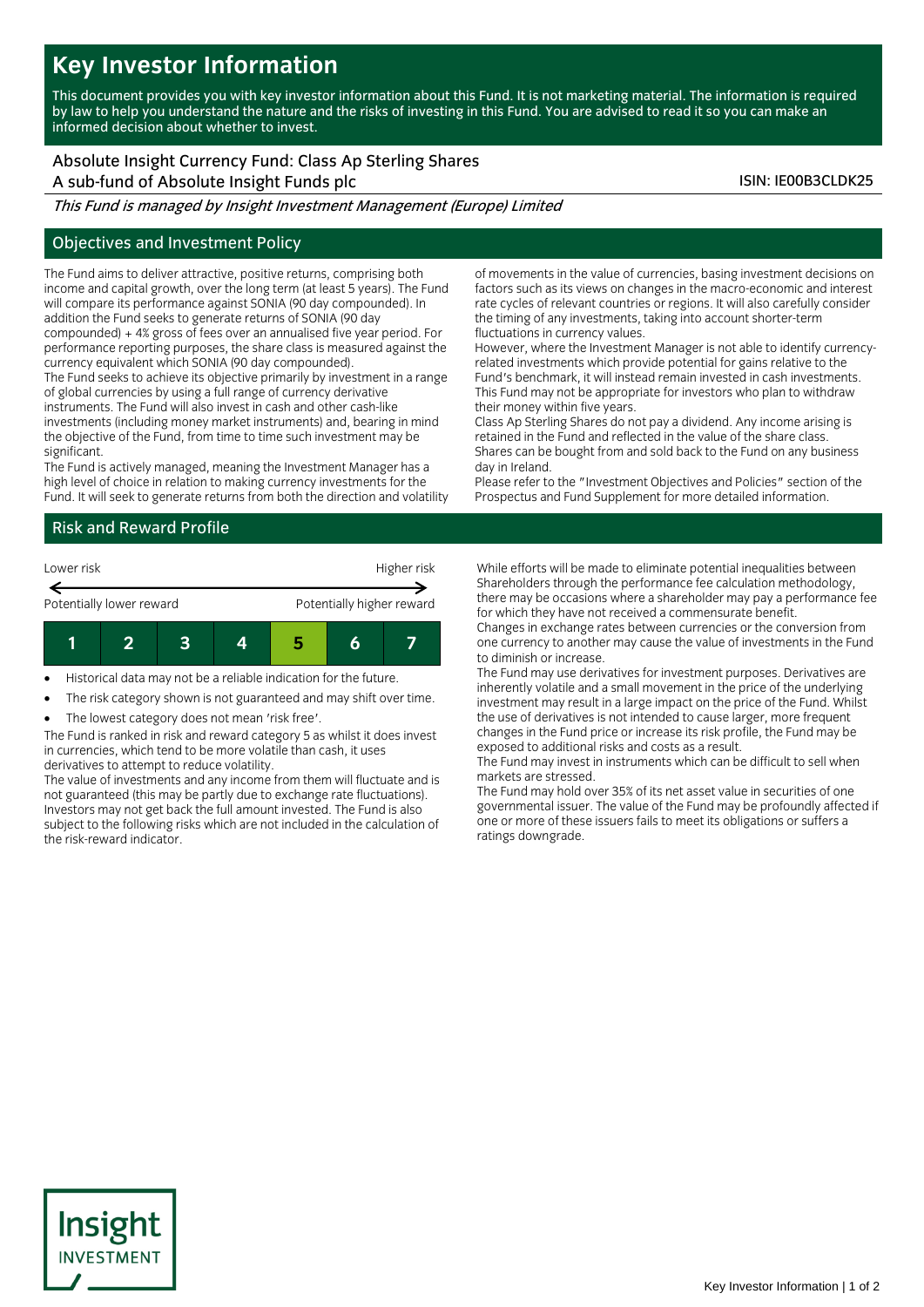# Key Investor Information

This document provides you with key investor information about this Fund. It is not marketing material. The information is required by law to help you understand the nature and the risks of investing in this Fund. You are advised to read it so you can make an informed decision about whether to invest.

Absolute Insight Currency Fund: Class Ap Sterling Shares
A sub-fund of Absolute Insight Funds plc

ISIN: IE00B3CLDK25

*This Fund is managed by Insight Investment Management (Europe) Limited*

## Objectives and Investment Policy

The Fund aims to deliver attractive, positive returns, comprising both income and capital growth, over the long term (at least 5 years). The Fund will compare its performance against SONIA (90 day compounded). In addition the Fund seeks to generate returns of SONIA (90 day compounded) + 4% gross of fees over an annualised five year period. For performance reporting purposes, the share class is measured against the currency equivalent which SONIA (90 day compounded).

The Fund seeks to achieve its objective primarily by investment in a range of global currencies by using a full range of currency derivative instruments. The Fund will also invest in cash and other cash-like investments (including money market instruments) and, bearing in mind the objective of the Fund, from time to time such investment may be significant.

The Fund is actively managed, meaning the Investment Manager has a high level of choice in relation to making currency investments for the Fund. It will seek to generate returns from both the direction and volatility of movements in the value of currencies, basing investment decisions on factors such as its views on changes in the macro-economic and interest rate cycles of relevant countries or regions. It will also carefully consider the timing of any investments, taking into account shorter-term fluctuations in currency values.

However, where the Investment Manager is not able to identify currency-related investments which provide potential for gains relative to the Fund's benchmark, it will instead remain invested in cash investments.

This Fund may not be appropriate for investors who plan to withdraw their money within five years.

Class Ap Sterling Shares do not pay a dividend. Any income arising is retained in the Fund and reflected in the value of the share class.

Shares can be bought from and sold back to the Fund on any business day in Ireland.

Please refer to the "Investment Objectives and Policies" section of the Prospectus and Fund Supplement for more detailed information.

## Risk and Reward Profile

Lower risk ← → Higher risk

Potentially lower reward — Potentially higher reward

| 1 | 2 | 3 | 4 | **5** | 6 | 7 |
|---|---|---|---|---|---|---|

- Historical data may not be a reliable indication for the future.
- The risk category shown is not guaranteed and may shift over time.
- The lowest category does not mean 'risk free'.

The Fund is ranked in risk and reward category 5 as whilst it does invest in currencies, which tend to be more volatile than cash, it uses derivatives to attempt to reduce volatility.

The value of investments and any income from them will fluctuate and is not guaranteed (this may be partly due to exchange rate fluctuations). Investors may not get back the full amount invested. The Fund is also subject to the following risks which are not included in the calculation of the risk-reward indicator.

While efforts will be made to eliminate potential inequalities between Shareholders through the performance fee calculation methodology, there may be occasions where a shareholder may pay a performance fee for which they have not received a commensurate benefit.

Changes in exchange rates between currencies or the conversion from one currency to another may cause the value of investments in the Fund to diminish or increase.

The Fund may use derivatives for investment purposes. Derivatives are inherently volatile and a small movement in the price of the underlying investment may result in a large impact on the price of the Fund. Whilst the use of derivatives is not intended to cause larger, more frequent changes in the Fund price or increase its risk profile, the Fund may be exposed to additional risks and costs as a result.

The Fund may invest in instruments which can be difficult to sell when markets are stressed.

The Fund may hold over 35% of its net asset value in securities of one governmental issuer. The value of the Fund may be profoundly affected if one or more of these issuers fails to meet its obligations or suffers a ratings downgrade.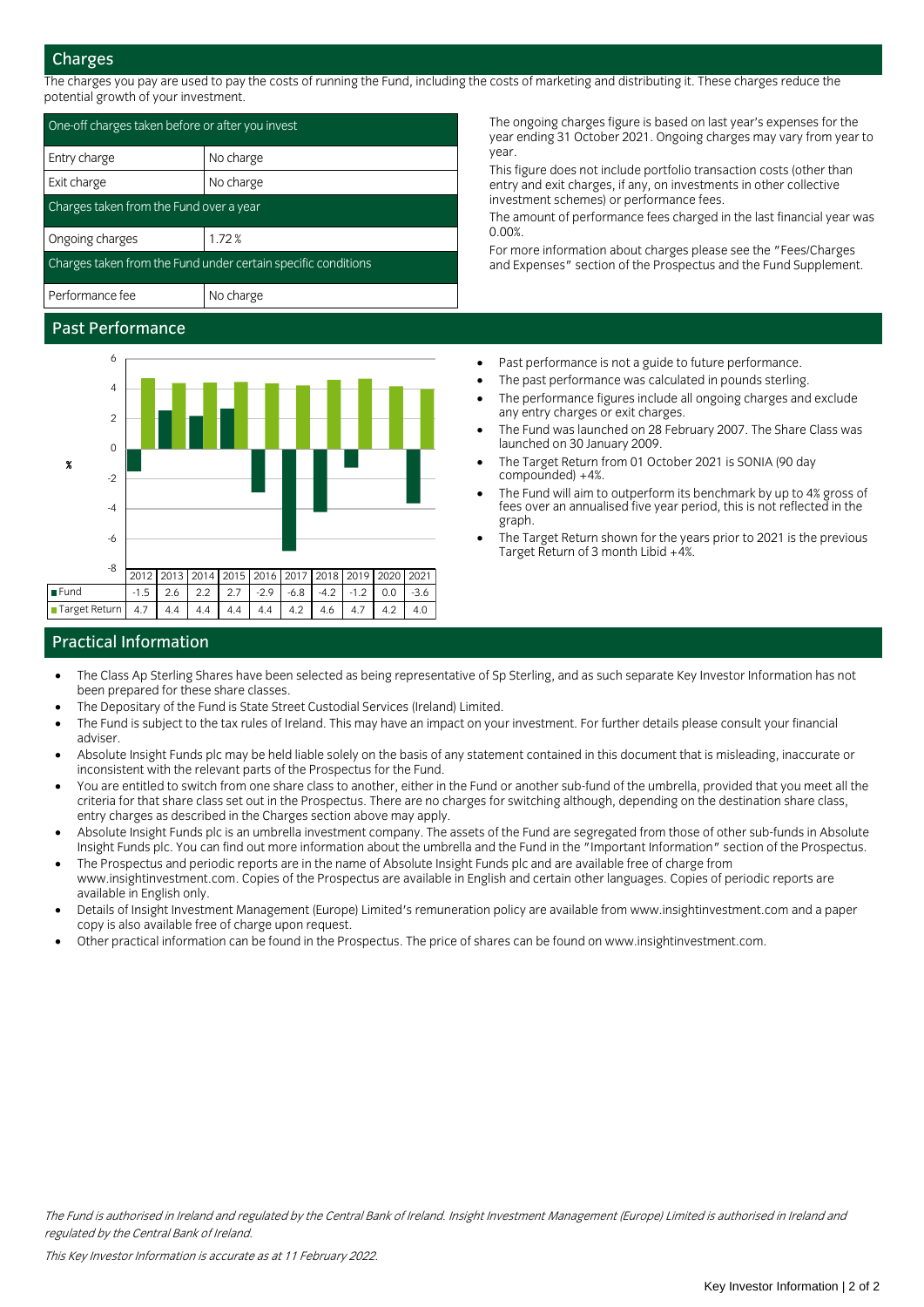## Charges

The charges you pay are used to pay the costs of running the Fund, including the costs of marketing and distributing it. These charges reduce the potential growth of your investment.

| One-off charges taken before or after you invest | |
|---|---|
| Entry charge | No charge |
| Exit charge | No charge |
| **Charges taken from the Fund over a year** | |
| Ongoing charges | 1.72% |
| **Charges taken from the Fund under certain specific conditions** | |
| Performance fee | No charge |

The ongoing charges figure is based on last year's expenses for the year ending 31 October 2021. Ongoing charges may vary from year to year.

This figure does not include portfolio transaction costs (other than entry and exit charges, if any, on investments in other collective investment schemes) or performance fees.

The amount of performance fees charged in the last financial year was 0.00%.

For more information about charges please see the "Fees/Charges and Expenses" section of the Prospectus and the Fund Supplement.

## Past Performance

%

6
4
2
0
-2
-4
-6
-8

2012 2013 2014 2015 2016 2017 2018 2019 2020 2021

Fund: -1.5 2.6 2.2 2.7 -2.9 -6.8 -4.2 -1.2 0.0 -3.6

Target Return: 4.7 4.4 4.4 4.4 4.4 4.2 4.6 4.7 4.2 4.0

- Past performance is not a guide to future performance.
- The past performance was calculated in pounds sterling.
- The performance figures include all ongoing charges and exclude any entry charges or exit charges.
- The Fund was launched on 28 February 2007. The Share Class was launched on 30 January 2009.
- The Target Return from 01 October 2021 is SONIA (90 day compounded) +4%.
- The Fund will aim to outperform its benchmark by up to 4% gross of fees over an annualised five year period, this is not reflected in the graph.
- The Target Return shown for the years prior to 2021 is the previous Target Return of 3 month Libid +4%.

## Practical Information

- The Class Ap Sterling Shares have been selected as being representative of Sp Sterling, and as such separate Key Investor Information has not been prepared for these share classes.
- The Depositary of the Fund is State Street Custodial Services (Ireland) Limited.
- The Fund is subject to the tax rules of Ireland. This may have an impact on your investment. For further details please consult your financial adviser.
- Absolute Insight Funds plc may be held liable solely on the basis of any statement contained in this document that is misleading, inaccurate or inconsistent with the relevant parts of the Prospectus for the Fund.
- You are entitled to switch from one share class to another, either in the Fund or another sub-fund of the umbrella, provided that you meet all the criteria for that share class set out in the Prospectus. There are no charges for switching although, depending on the destination share class, entry charges as described in the Charges section above may apply.
- Absolute Insight Funds plc is an umbrella investment company. The assets of the Fund are segregated from those of other sub-funds in Absolute Insight Funds plc. You can find out more information about the umbrella and the Fund in the "Important Information" section of the Prospectus.
- The Prospectus and periodic reports are in the name of Absolute Insight Funds plc and are available free of charge from www.insightinvestment.com. Copies of the Prospectus are available in English and certain other languages. Copies of periodic reports are available in English only.
- Details of Insight Investment Management (Europe) Limited's remuneration policy are available from www.insightinvestment.com and a paper copy is also available free of charge upon request.
- Other practical information can be found in the Prospectus. The price of shares can be found on www.insightinvestment.com.

*The Fund is authorised in Ireland and regulated by the Central Bank of Ireland. Insight Investment Management (Europe) Limited is authorised in Ireland and regulated by the Central Bank of Ireland.*

*This Key Investor Information is accurate as at 11 February 2022.*